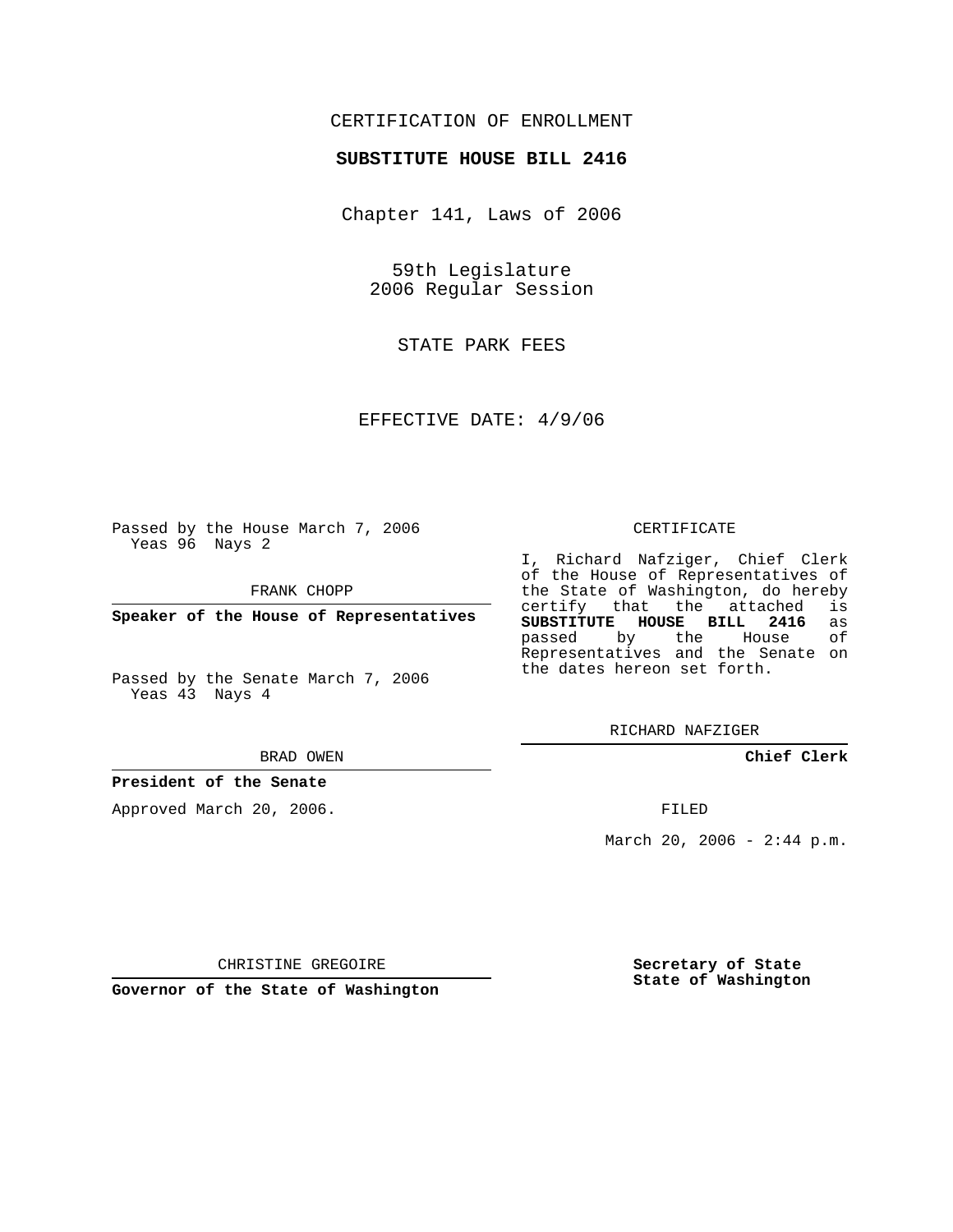CERTIFICATION OF ENROLLMENT

**SUBSTITUTE HOUSE BILL 2416**

Chapter 141, Laws of 2006

59th Legislature
2006 Regular Session

STATE PARK FEES

EFFECTIVE DATE: 4/9/06

Passed by the House March 7, 2006
Yeas 96 Nays 2

FRANK CHOPP

**Speaker of the House of Representatives**

Passed by the Senate March 7, 2006
Yeas 43 Nays 4

BRAD OWEN

**President of the Senate**

Approved March 20, 2006.

CHRISTINE GREGOIRE

**Governor of the State of Washington**

CERTIFICATE

I, Richard Nafziger, Chief Clerk of the House of Representatives of the State of Washington, do hereby certify that the attached is **SUBSTITUTE HOUSE BILL 2416** as passed by the House of Representatives and the Senate on the dates hereon set forth.

RICHARD NAFZIGER

**Chief Clerk**

FILED

March 20, 2006 - 2:44 p.m.

**Secretary of State**
**State of Washington**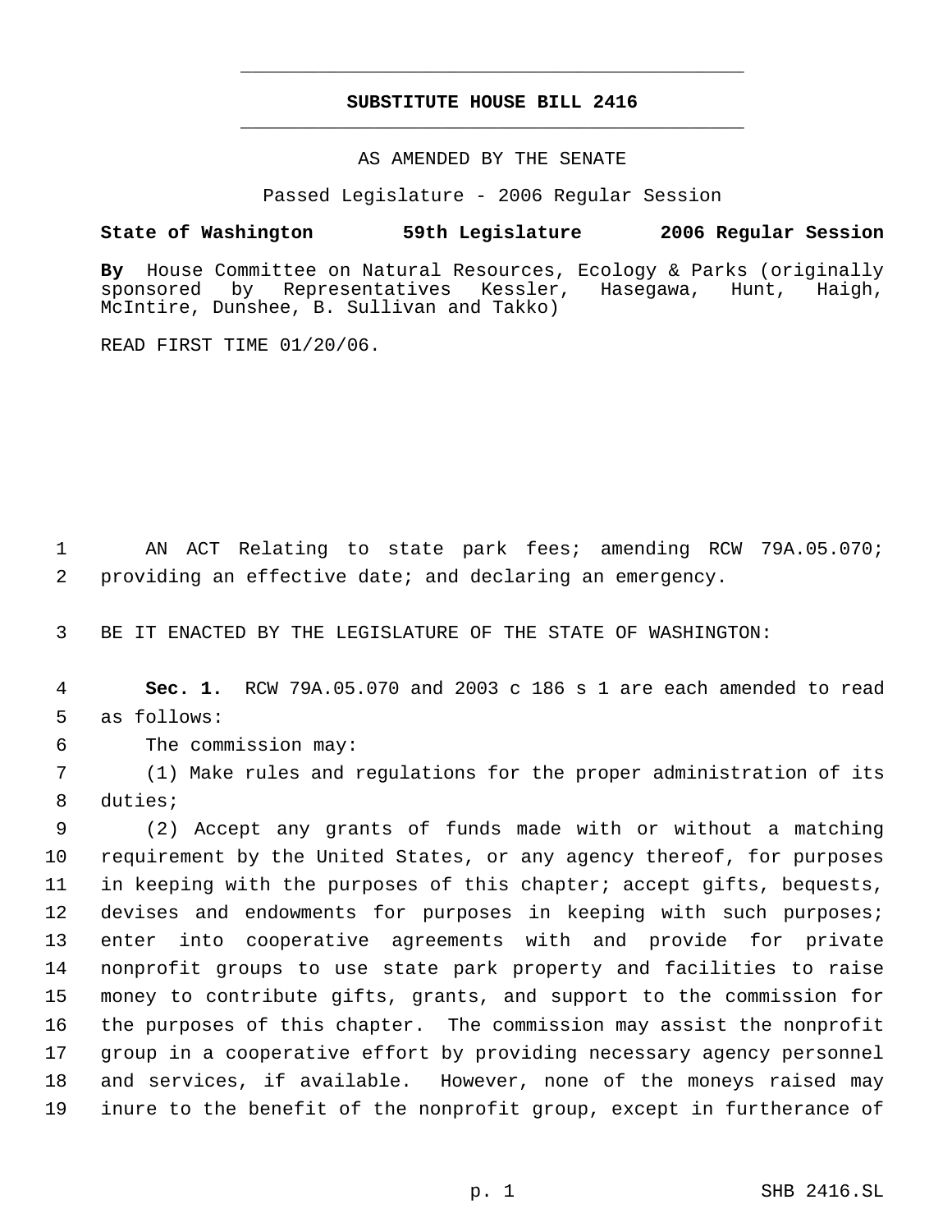# SUBSTITUTE HOUSE BILL 2416

AS AMENDED BY THE SENATE

Passed Legislature - 2006 Regular Session

**State of Washington 59th Legislature 2006 Regular Session**

**By** House Committee on Natural Resources, Ecology & Parks (originally sponsored by Representatives Kessler, Hasegawa, Hunt, Haigh, McIntire, Dunshee, B. Sullivan and Takko)

READ FIRST TIME 01/20/06.

1 AN ACT Relating to state park fees; amending RCW 79A.05.070;
2 providing an effective date; and declaring an emergency.

3 BE IT ENACTED BY THE LEGISLATURE OF THE STATE OF WASHINGTON:

4 **Sec. 1.** RCW 79A.05.070 and 2003 c 186 s 1 are each amended to read
5 as follows:
6 The commission may:
7 (1) Make rules and regulations for the proper administration of its
8 duties;
9 (2) Accept any grants of funds made with or without a matching
10 requirement by the United States, or any agency thereof, for purposes
11 in keeping with the purposes of this chapter; accept gifts, bequests,
12 devises and endowments for purposes in keeping with such purposes;
13 enter into cooperative agreements with and provide for private
14 nonprofit groups to use state park property and facilities to raise
15 money to contribute gifts, grants, and support to the commission for
16 the purposes of this chapter. The commission may assist the nonprofit
17 group in a cooperative effort by providing necessary agency personnel
18 and services, if available. However, none of the moneys raised may
19 inure to the benefit of the nonprofit group, except in furtherance of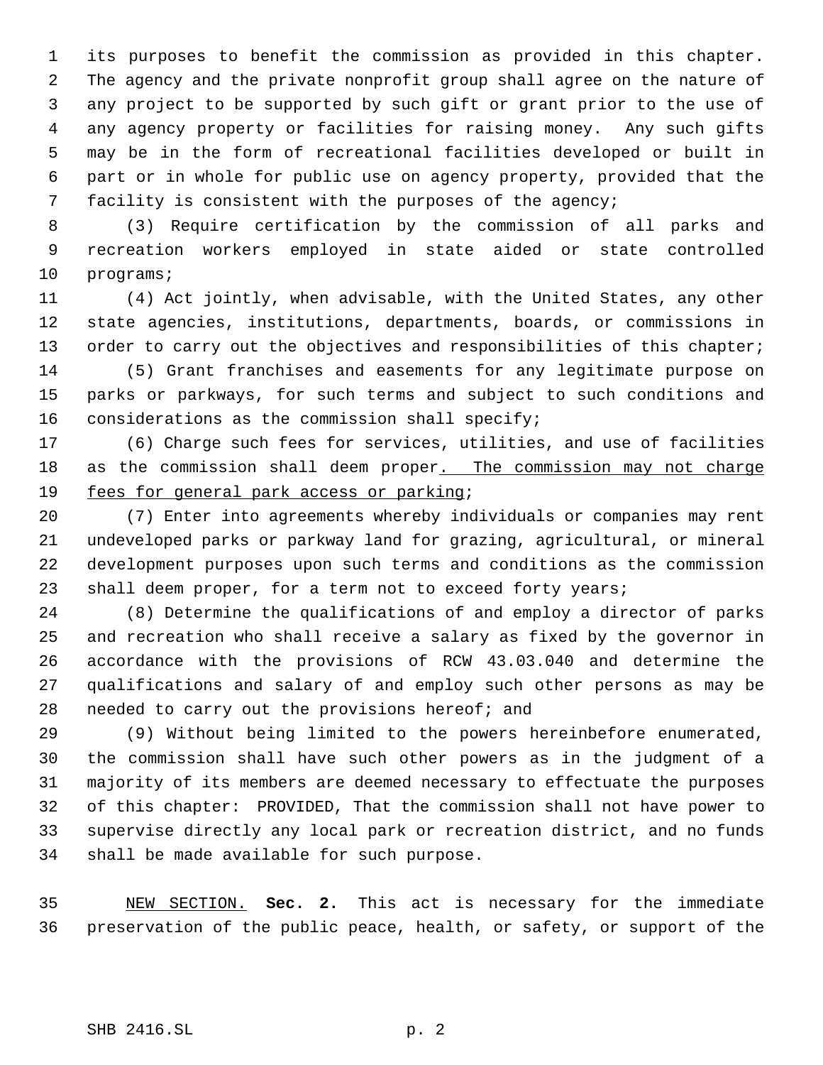its purposes to benefit the commission as provided in this chapter. The agency and the private nonprofit group shall agree on the nature of any project to be supported by such gift or grant prior to the use of any agency property or facilities for raising money. Any such gifts may be in the form of recreational facilities developed or built in part or in whole for public use on agency property, provided that the facility is consistent with the purposes of the agency;

(3) Require certification by the commission of all parks and recreation workers employed in state aided or state controlled programs;

(4) Act jointly, when advisable, with the United States, any other state agencies, institutions, departments, boards, or commissions in order to carry out the objectives and responsibilities of this chapter;

(5) Grant franchises and easements for any legitimate purpose on parks or parkways, for such terms and subject to such conditions and considerations as the commission shall specify;

(6) Charge such fees for services, utilities, and use of facilities as the commission shall deem proper<u>. The commission may not charge fees for general park access or parking</u>;

(7) Enter into agreements whereby individuals or companies may rent undeveloped parks or parkway land for grazing, agricultural, or mineral development purposes upon such terms and conditions as the commission shall deem proper, for a term not to exceed forty years;

(8) Determine the qualifications of and employ a director of parks and recreation who shall receive a salary as fixed by the governor in accordance with the provisions of RCW 43.03.040 and determine the qualifications and salary of and employ such other persons as may be needed to carry out the provisions hereof; and

(9) Without being limited to the powers hereinbefore enumerated, the commission shall have such other powers as in the judgment of a majority of its members are deemed necessary to effectuate the purposes of this chapter: PROVIDED, That the commission shall not have power to supervise directly any local park or recreation district, and no funds shall be made available for such purpose.

<u>NEW SECTION.</u> **Sec. 2.** This act is necessary for the immediate preservation of the public peace, health, or safety, or support of the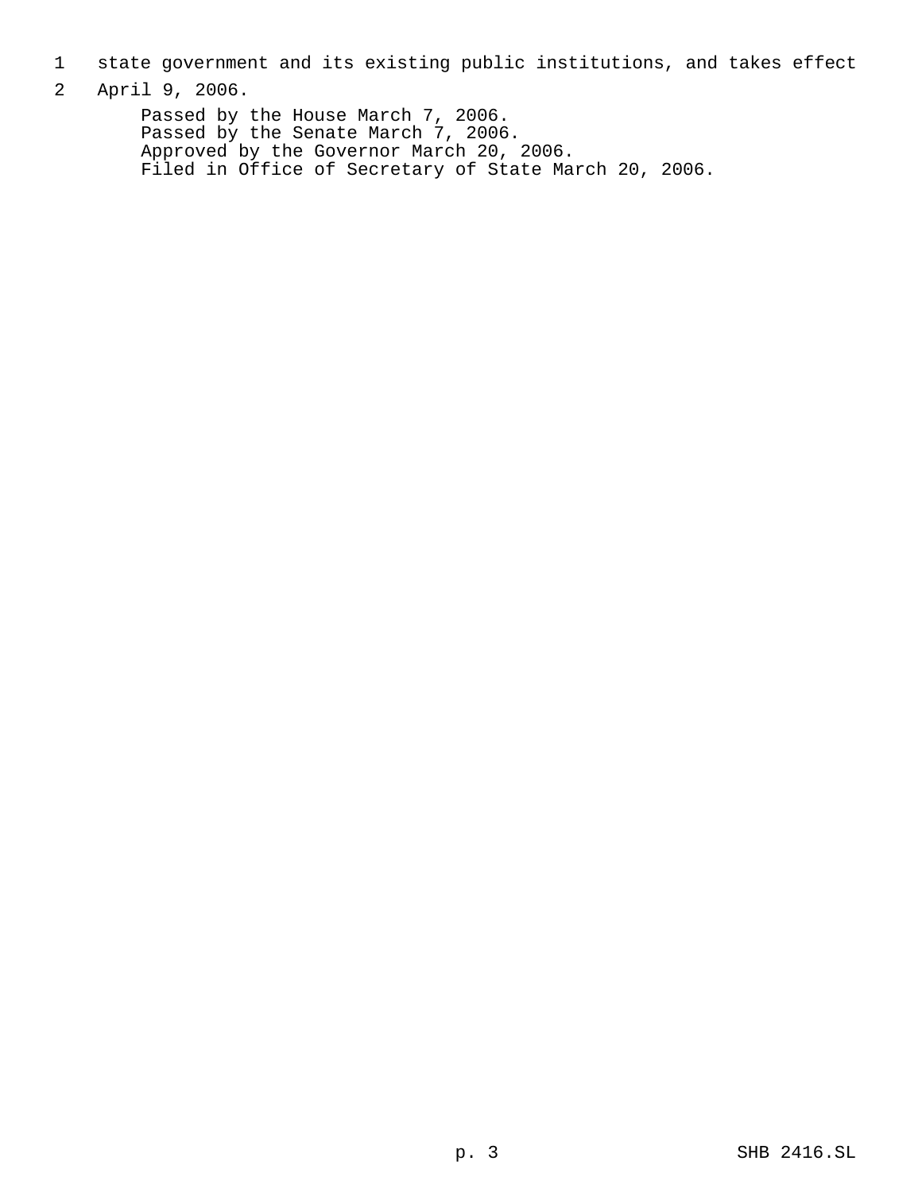state government and its existing public institutions, and takes effect April 9, 2006.

Passed by the House March 7, 2006.
Passed by the Senate March 7, 2006.
Approved by the Governor March 20, 2006.
Filed in Office of Secretary of State March 20, 2006.